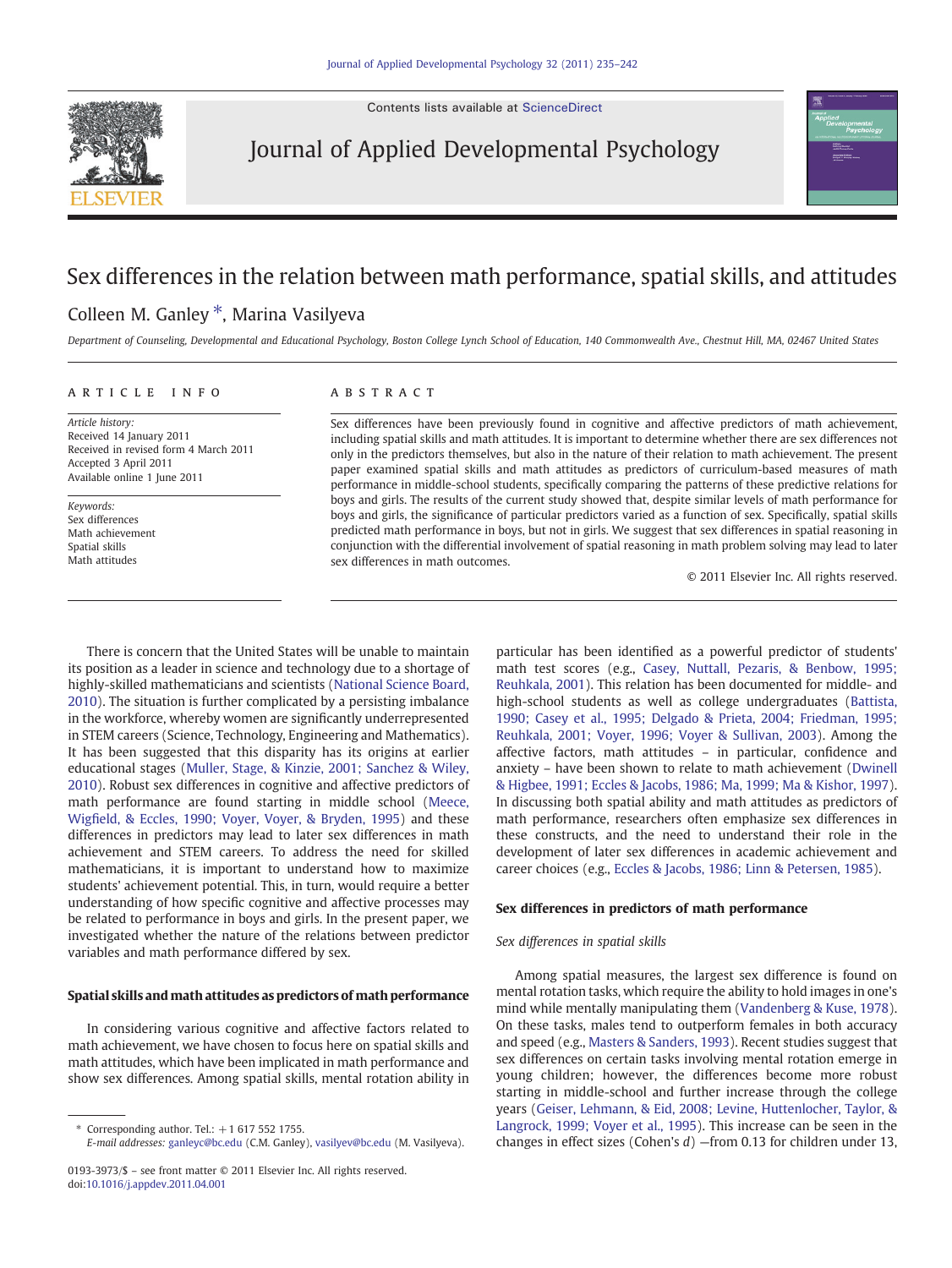# Sex differences in the relation between math performance, spatial skills, and attitudes

Colleen M. Ganley *, Marina Vasilyeva

*Department of Counseling, Developmental and Educational Psychology, Boston College Lynch School of Education, 140 Commonwealth Ave., Chestnut Hill, MA, 02467 United States*

## ARTICLE INFO

*Article history:*
Received 14 January 2011
Received in revised form 4 March 2011
Accepted 3 April 2011
Available online 1 June 2011

*Keywords:*
Sex differences
Math achievement
Spatial skills
Math attitudes

## ABSTRACT

Sex differences have been previously found in cognitive and affective predictors of math achievement, including spatial skills and math attitudes. It is important to determine whether there are sex differences not only in the predictors themselves, but also in the nature of their relation to math achievement. The present paper examined spatial skills and math attitudes as predictors of curriculum-based measures of math performance in middle-school students, specifically comparing the patterns of these predictive relations for boys and girls. The results of the current study showed that, despite similar levels of math performance for boys and girls, the significance of particular predictors varied as a function of sex. Specifically, spatial skills predicted math performance in boys, but not in girls. We suggest that sex differences in spatial reasoning in conjunction with the differential involvement of spatial reasoning in math problem solving may lead to later sex differences in math outcomes.

© 2011 Elsevier Inc. All rights reserved.

There is concern that the United States will be unable to maintain its position as a leader in science and technology due to a shortage of highly-skilled mathematicians and scientists (National Science Board, 2010). The situation is further complicated by a persisting imbalance in the workforce, whereby women are significantly underrepresented in STEM careers (Science, Technology, Engineering and Mathematics). It has been suggested that this disparity has its origins at earlier educational stages (Muller, Stage, & Kinzie, 2001; Sanchez & Wiley, 2010). Robust sex differences in cognitive and affective predictors of math performance are found starting in middle school (Meece, Wigfield, & Eccles, 1990; Voyer, Voyer, & Bryden, 1995) and these differences in predictors may lead to later sex differences in math achievement and STEM careers. To address the need for skilled mathematicians, it is important to understand how to maximize students' achievement potential. This, in turn, would require a better understanding of how specific cognitive and affective processes may be related to performance in boys and girls. In the present paper, we investigated whether the nature of the relations between predictor variables and math performance differed by sex.

### Spatial skills and math attitudes as predictors of math performance

In considering various cognitive and affective factors related to math achievement, we have chosen to focus here on spatial skills and math attitudes, which have been implicated in math performance and show sex differences. Among spatial skills, mental rotation ability in particular has been identified as a powerful predictor of students' math test scores (e.g., Casey, Nuttall, Pezaris, & Benbow, 1995; Reuhkala, 2001). This relation has been documented for middle- and high-school students as well as college undergraduates (Battista, 1990; Casey et al., 1995; Delgado & Prieta, 2004; Friedman, 1995; Reuhkala, 2001; Voyer, 1996; Voyer & Sullivan, 2003). Among the affective factors, math attitudes – in particular, confidence and anxiety – have been shown to relate to math achievement (Dwinell & Higbee, 1991; Eccles & Jacobs, 1986; Ma, 1999; Ma & Kishor, 1997). In discussing both spatial ability and math attitudes as predictors of math performance, researchers often emphasize sex differences in these constructs, and the need to understand their role in the development of later sex differences in academic achievement and career choices (e.g., Eccles & Jacobs, 1986; Linn & Petersen, 1985).

### Sex differences in predictors of math performance

#### *Sex differences in spatial skills*

Among spatial measures, the largest sex difference is found on mental rotation tasks, which require the ability to hold images in one's mind while mentally manipulating them (Vandenberg & Kuse, 1978). On these tasks, males tend to outperform females in both accuracy and speed (e.g., Masters & Sanders, 1993). Recent studies suggest that sex differences on certain tasks involving mental rotation emerge in young children; however, the differences become more robust starting in middle-school and further increase through the college years (Geiser, Lehmann, & Eid, 2008; Levine, Huttenlocher, Taylor, & Langrock, 1999; Voyer et al., 1995). This increase can be seen in the changes in effect sizes (Cohen's $d$) —from 0.13 for children under 13,

* Corresponding author. Tel.: +1 617 552 1755.
*E-mail addresses:* ganleyc@bc.edu (C.M. Ganley), vasilyev@bc.edu (M. Vasilyeva).

0193-3973/$ – see front matter © 2011 Elsevier Inc. All rights reserved.
doi:10.1016/j.appdev.2011.04.001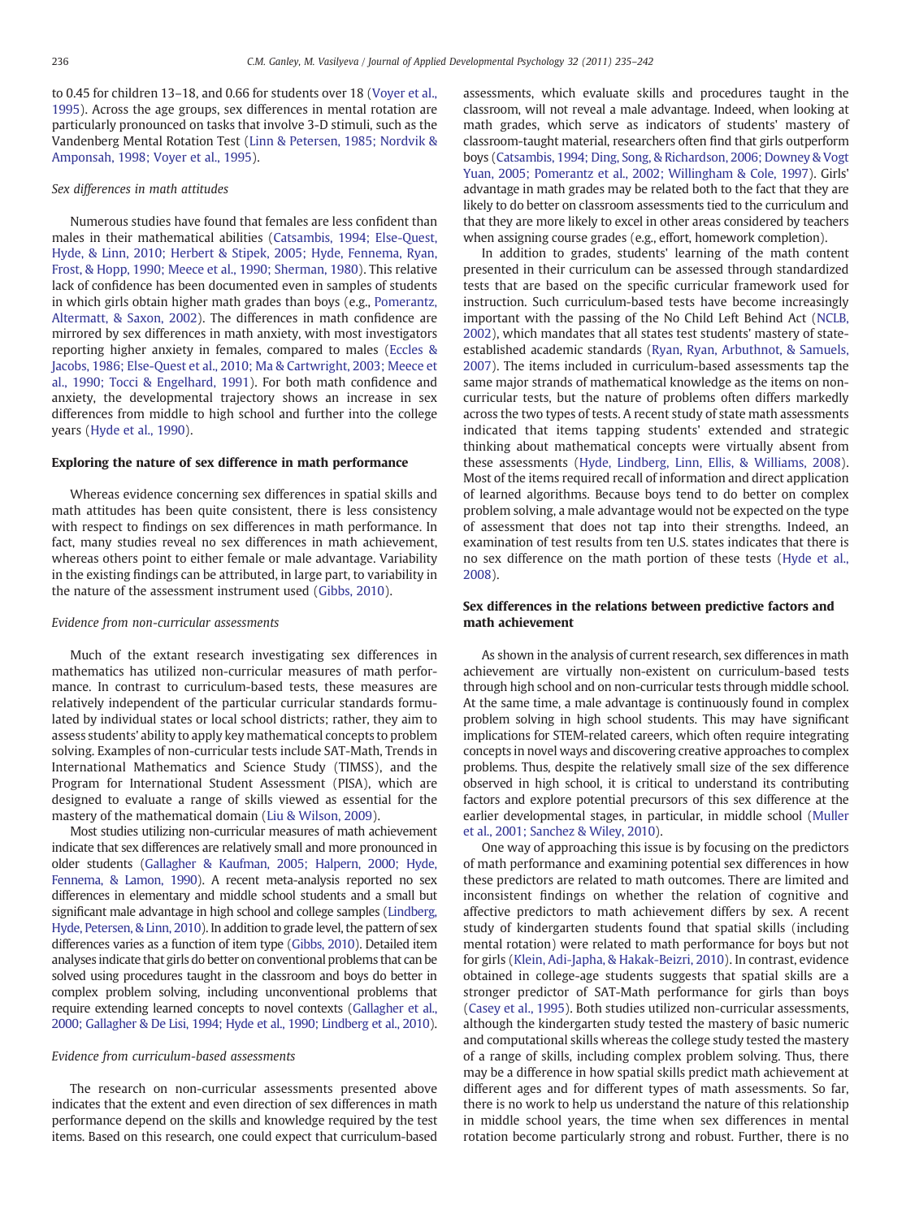to 0.45 for children 13–18, and 0.66 for students over 18 (Voyer et al., 1995). Across the age groups, sex differences in mental rotation are particularly pronounced on tasks that involve 3-D stimuli, such as the Vandenberg Mental Rotation Test (Linn & Petersen, 1985; Nordvik & Amponsah, 1998; Voyer et al., 1995).

### *Sex differences in math attitudes*

Numerous studies have found that females are less confident than males in their mathematical abilities (Catsambis, 1994; Else-Quest, Hyde, & Linn, 2010; Herbert & Stipek, 2005; Hyde, Fennema, Ryan, Frost, & Hopp, 1990; Meece et al., 1990; Sherman, 1980). This relative lack of confidence has been documented even in samples of students in which girls obtain higher math grades than boys (e.g., Pomerantz, Altermatt, & Saxon, 2002). The differences in math confidence are mirrored by sex differences in math anxiety, with most investigators reporting higher anxiety in females, compared to males (Eccles & Jacobs, 1986; Else-Quest et al., 2010; Ma & Cartwright, 2003; Meece et al., 1990; Tocci & Engelhard, 1991). For both math confidence and anxiety, the developmental trajectory shows an increase in sex differences from middle to high school and further into the college years (Hyde et al., 1990).

## Exploring the nature of sex difference in math performance

Whereas evidence concerning sex differences in spatial skills and math attitudes has been quite consistent, there is less consistency with respect to findings on sex differences in math performance. In fact, many studies reveal no sex differences in math achievement, whereas others point to either female or male advantage. Variability in the existing findings can be attributed, in large part, to variability in the nature of the assessment instrument used (Gibbs, 2010).

### *Evidence from non-curricular assessments*

Much of the extant research investigating sex differences in mathematics has utilized non-curricular measures of math performance. In contrast to curriculum-based tests, these measures are relatively independent of the particular curricular standards formulated by individual states or local school districts; rather, they aim to assess students' ability to apply key mathematical concepts to problem solving. Examples of non-curricular tests include SAT-Math, Trends in International Mathematics and Science Study (TIMSS), and the Program for International Student Assessment (PISA), which are designed to evaluate a range of skills viewed as essential for the mastery of the mathematical domain (Liu & Wilson, 2009).

Most studies utilizing non-curricular measures of math achievement indicate that sex differences are relatively small and more pronounced in older students (Gallagher & Kaufman, 2005; Halpern, 2000; Hyde, Fennema, & Lamon, 1990). A recent meta-analysis reported no sex differences in elementary and middle school students and a small but significant male advantage in high school and college samples (Lindberg, Hyde, Petersen, & Linn, 2010). In addition to grade level, the pattern of sex differences varies as a function of item type (Gibbs, 2010). Detailed item analyses indicate that girls do better on conventional problems that can be solved using procedures taught in the classroom and boys do better in complex problem solving, including unconventional problems that require extending learned concepts to novel contexts (Gallagher et al., 2000; Gallagher & De Lisi, 1994; Hyde et al., 1990; Lindberg et al., 2010).

### *Evidence from curriculum-based assessments*

The research on non-curricular assessments presented above indicates that the extent and even direction of sex differences in math performance depend on the skills and knowledge required by the test items. Based on this research, one could expect that curriculum-based assessments, which evaluate skills and procedures taught in the classroom, will not reveal a male advantage. Indeed, when looking at math grades, which serve as indicators of students' mastery of classroom-taught material, researchers often find that girls outperform boys (Catsambis, 1994; Ding, Song, & Richardson, 2006; Downey & Vogt Yuan, 2005; Pomerantz et al., 2002; Willingham & Cole, 1997). Girls' advantage in math grades may be related both to the fact that they are likely to do better on classroom assessments tied to the curriculum and that they are more likely to excel in other areas considered by teachers when assigning course grades (e.g., effort, homework completion).

In addition to grades, students' learning of the math content presented in their curriculum can be assessed through standardized tests that are based on the specific curricular framework used for instruction. Such curriculum-based tests have become increasingly important with the passing of the No Child Left Behind Act (NCLB, 2002), which mandates that all states test students' mastery of state-established academic standards (Ryan, Ryan, Arbuthnot, & Samuels, 2007). The items included in curriculum-based assessments tap the same major strands of mathematical knowledge as the items on non-curricular tests, but the nature of problems often differs markedly across the two types of tests. A recent study of state math assessments indicated that items tapping students' extended and strategic thinking about mathematical concepts were virtually absent from these assessments (Hyde, Lindberg, Linn, Ellis, & Williams, 2008). Most of the items required recall of information and direct application of learned algorithms. Because boys tend to do better on complex problem solving, a male advantage would not be expected on the type of assessment that does not tap into their strengths. Indeed, an examination of test results from ten U.S. states indicates that there is no sex difference on the math portion of these tests (Hyde et al., 2008).

## Sex differences in the relations between predictive factors and math achievement

As shown in the analysis of current research, sex differences in math achievement are virtually non-existent on curriculum-based tests through high school and on non-curricular tests through middle school. At the same time, a male advantage is continuously found in complex problem solving in high school students. This may have significant implications for STEM-related careers, which often require integrating concepts in novel ways and discovering creative approaches to complex problems. Thus, despite the relatively small size of the sex difference observed in high school, it is critical to understand its contributing factors and explore potential precursors of this sex difference at the earlier developmental stages, in particular, in middle school (Muller et al., 2001; Sanchez & Wiley, 2010).

One way of approaching this issue is by focusing on the predictors of math performance and examining potential sex differences in how these predictors are related to math outcomes. There are limited and inconsistent findings on whether the relation of cognitive and affective predictors to math achievement differs by sex. A recent study of kindergarten students found that spatial skills (including mental rotation) were related to math performance for boys but not for girls (Klein, Adi-Japha, & Hakak-Beizri, 2010). In contrast, evidence obtained in college-age students suggests that spatial skills are a stronger predictor of SAT-Math performance for girls than boys (Casey et al., 1995). Both studies utilized non-curricular assessments, although the kindergarten study tested the mastery of basic numeric and computational skills whereas the college study tested the mastery of a range of skills, including complex problem solving. Thus, there may be a difference in how spatial skills predict math achievement at different ages and for different types of math assessments. So far, there is no work to help us understand the nature of this relationship in middle school years, the time when sex differences in mental rotation become particularly strong and robust. Further, there is no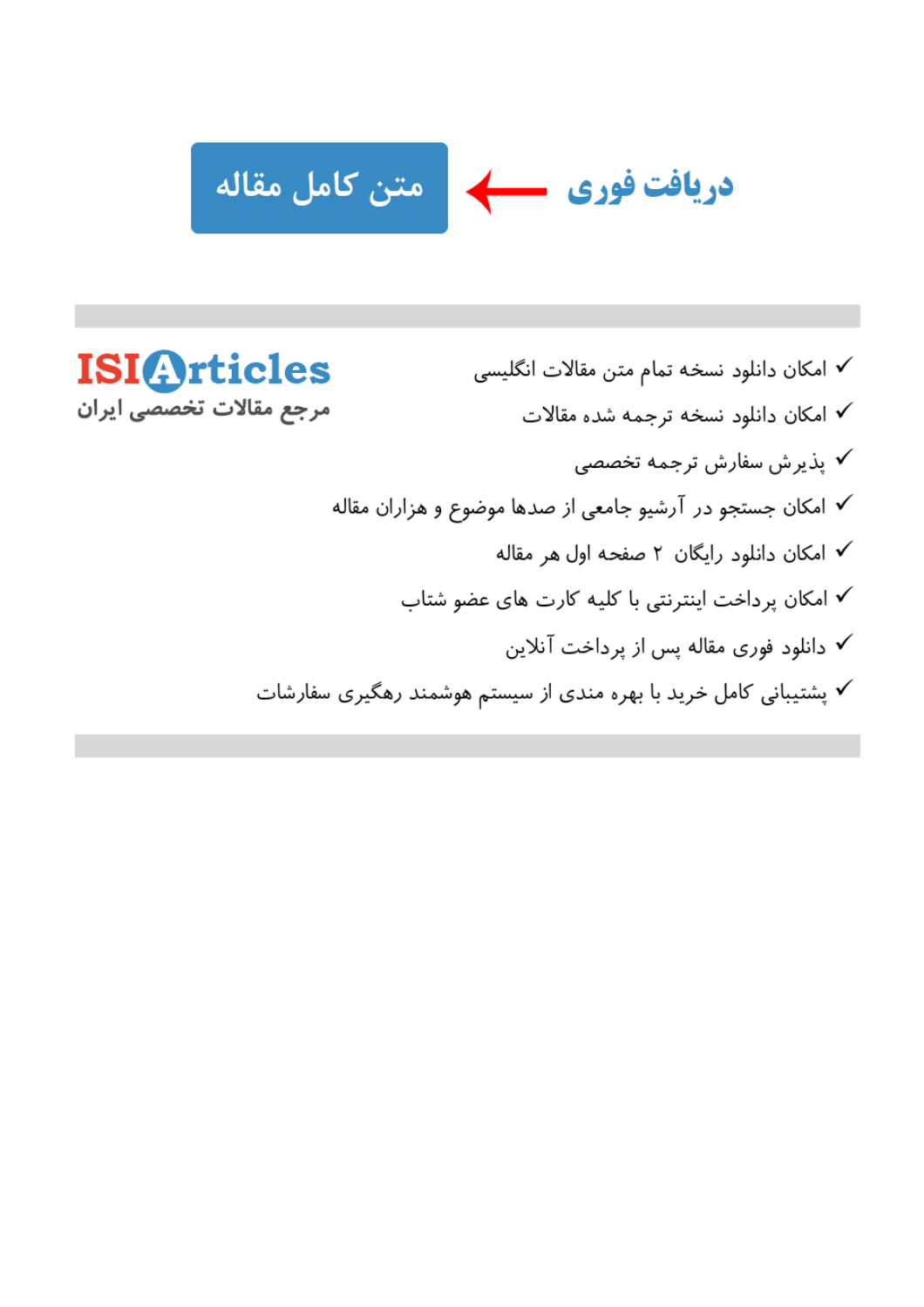دریافت فوری ← **متن کامل مقاله**

**ISIArticles**
مرجع مقالات تخصصی ایران

- ✓ امکان دانلود نسخه تمام متن مقالات انگلیسی
- ✓ امکان دانلود نسخه ترجمه شده مقالات
- ✓ پذیرش سفارش ترجمه تخصصی
- ✓ امکان جستجو در آرشیو جامعی از صدها موضوع و هزاران مقاله
- ✓ امکان دانلود رایگان ۲ صفحه اول هر مقاله
- ✓ امکان پرداخت اینترنتی با کلیه کارت های عضو شتاب
- ✓ دانلود فوری مقاله پس از پرداخت آنلاین
- ✓ پشتیبانی کامل خرید با بهره مندی از سیستم هوشمند رهگیری سفارشات